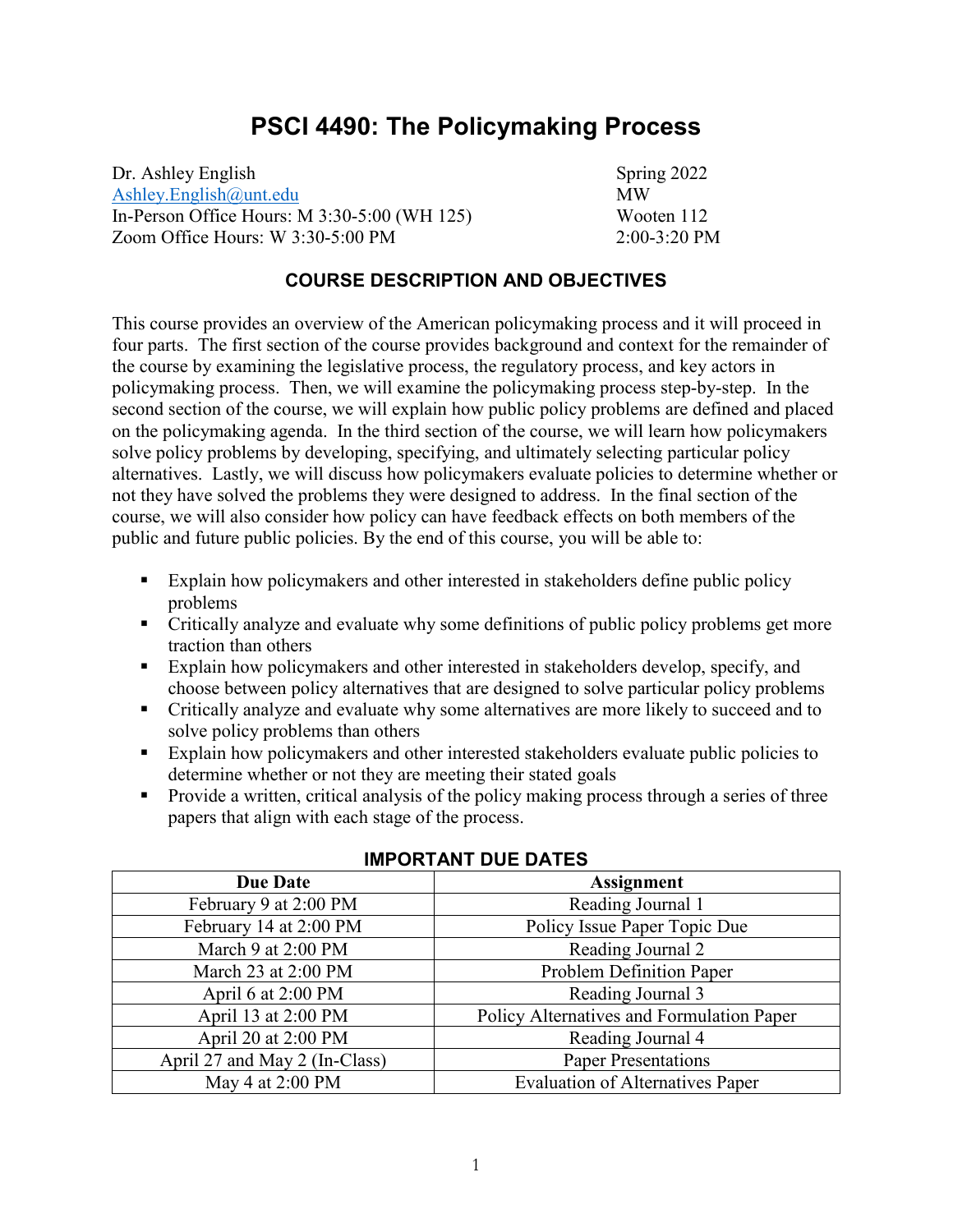# PSCI 4490: The Policymaking Process

Dr. Ashley English
Ashley.English@unt.edu
In-Person Office Hours: M 3:30-5:00 (WH 125)
Zoom Office Hours: W 3:30-5:00 PM

Spring 2022
MW
Wooten 112
2:00-3:20 PM

## COURSE DESCRIPTION AND OBJECTIVES

This course provides an overview of the American policymaking process and it will proceed in four parts. The first section of the course provides background and context for the remainder of the course by examining the legislative process, the regulatory process, and key actors in policymaking process. Then, we will examine the policymaking process step-by-step. In the second section of the course, we will explain how public policy problems are defined and placed on the policymaking agenda. In the third section of the course, we will learn how policymakers solve policy problems by developing, specifying, and ultimately selecting particular policy alternatives. Lastly, we will discuss how policymakers evaluate policies to determine whether or not they have solved the problems they were designed to address. In the final section of the course, we will also consider how policy can have feedback effects on both members of the public and future public policies. By the end of this course, you will be able to:

- Explain how policymakers and other interested in stakeholders define public policy problems
- Critically analyze and evaluate why some definitions of public policy problems get more traction than others
- Explain how policymakers and other interested in stakeholders develop, specify, and choose between policy alternatives that are designed to solve particular policy problems
- Critically analyze and evaluate why some alternatives are more likely to succeed and to solve policy problems than others
- Explain how policymakers and other interested stakeholders evaluate public policies to determine whether or not they are meeting their stated goals
- Provide a written, critical analysis of the policy making process through a series of three papers that align with each stage of the process.

## IMPORTANT DUE DATES

| Due Date | Assignment |
|---|---|
| February 9 at 2:00 PM | Reading Journal 1 |
| February 14 at 2:00 PM | Policy Issue Paper Topic Due |
| March 9 at 2:00 PM | Reading Journal 2 |
| March 23 at 2:00 PM | Problem Definition Paper |
| April 6 at 2:00 PM | Reading Journal 3 |
| April 13 at 2:00 PM | Policy Alternatives and Formulation Paper |
| April 20 at 2:00 PM | Reading Journal 4 |
| April 27 and May 2 (In-Class) | Paper Presentations |
| May 4 at 2:00 PM | Evaluation of Alternatives Paper |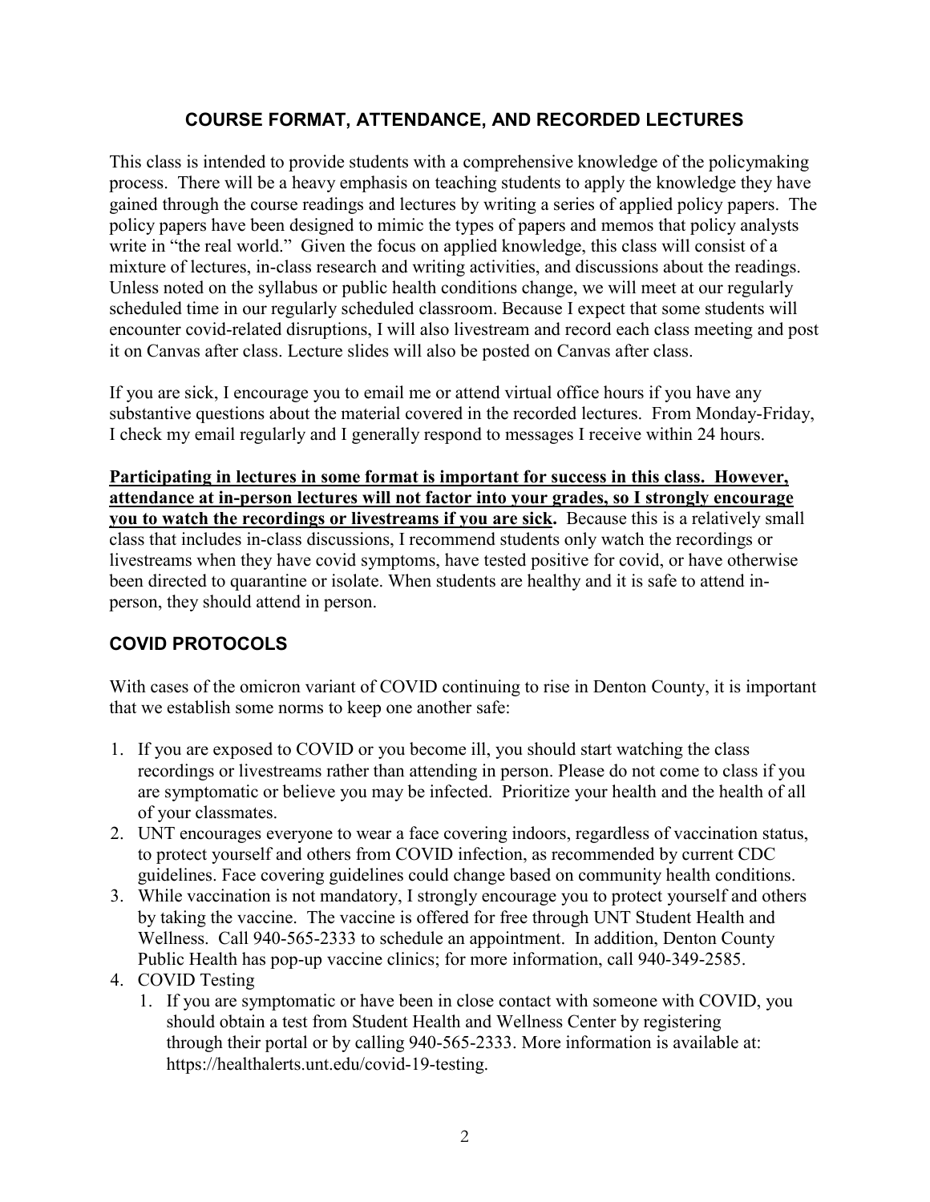## COURSE FORMAT, ATTENDANCE, AND RECORDED LECTURES

This class is intended to provide students with a comprehensive knowledge of the policymaking process. There will be a heavy emphasis on teaching students to apply the knowledge they have gained through the course readings and lectures by writing a series of applied policy papers. The policy papers have been designed to mimic the types of papers and memos that policy analysts write in "the real world." Given the focus on applied knowledge, this class will consist of a mixture of lectures, in-class research and writing activities, and discussions about the readings. Unless noted on the syllabus or public health conditions change, we will meet at our regularly scheduled time in our regularly scheduled classroom. Because I expect that some students will encounter covid-related disruptions, I will also livestream and record each class meeting and post it on Canvas after class. Lecture slides will also be posted on Canvas after class.

If you are sick, I encourage you to email me or attend virtual office hours if you have any substantive questions about the material covered in the recorded lectures. From Monday-Friday, I check my email regularly and I generally respond to messages I receive within 24 hours.

**Participating in lectures in some format is important for success in this class. However, attendance at in-person lectures will not factor into your grades, so I strongly encourage you to watch the recordings or livestreams if you are sick.** Because this is a relatively small class that includes in-class discussions, I recommend students only watch the recordings or livestreams when they have covid symptoms, have tested positive for covid, or have otherwise been directed to quarantine or isolate. When students are healthy and it is safe to attend in-person, they should attend in person.

## COVID PROTOCOLS

With cases of the omicron variant of COVID continuing to rise in Denton County, it is important that we establish some norms to keep one another safe:

1. If you are exposed to COVID or you become ill, you should start watching the class recordings or livestreams rather than attending in person. Please do not come to class if you are symptomatic or believe you may be infected. Prioritize your health and the health of all of your classmates.
2. UNT encourages everyone to wear a face covering indoors, regardless of vaccination status, to protect yourself and others from COVID infection, as recommended by current CDC guidelines. Face covering guidelines could change based on community health conditions.
3. While vaccination is not mandatory, I strongly encourage you to protect yourself and others by taking the vaccine. The vaccine is offered for free through UNT Student Health and Wellness. Call 940-565-2333 to schedule an appointment. In addition, Denton County Public Health has pop-up vaccine clinics; for more information, call 940-349-2585.
4. COVID Testing
    1. If you are symptomatic or have been in close contact with someone with COVID, you should obtain a test from Student Health and Wellness Center by registering through their portal or by calling 940-565-2333. More information is available at: https://healthalerts.unt.edu/covid-19-testing.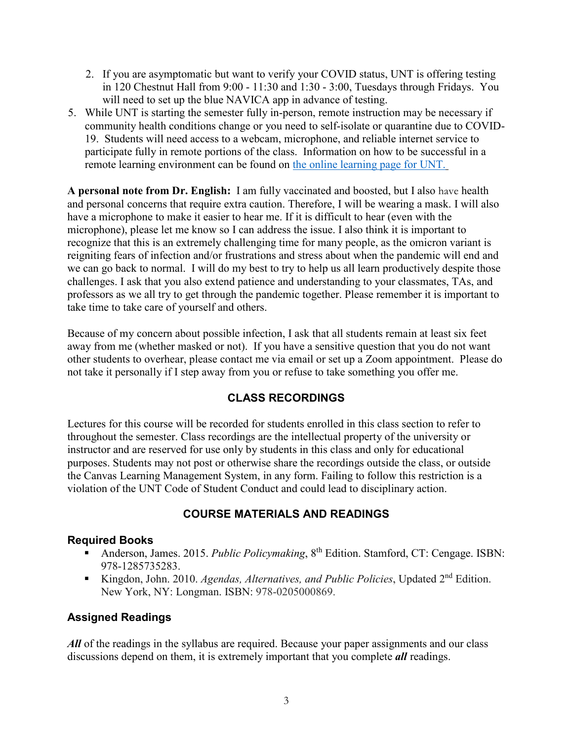2. If you are asymptomatic but want to verify your COVID status, UNT is offering testing in 120 Chestnut Hall from 9:00 - 11:30 and 1:30 - 3:00, Tuesdays through Fridays. You will need to set up the blue NAVICA app in advance of testing.

5. While UNT is starting the semester fully in-person, remote instruction may be necessary if community health conditions change or you need to self-isolate or quarantine due to COVID-19. Students will need access to a webcam, microphone, and reliable internet service to participate fully in remote portions of the class. Information on how to be successful in a remote learning environment can be found on the online learning page for UNT.

**A personal note from Dr. English:** I am fully vaccinated and boosted, but I also have health and personal concerns that require extra caution. Therefore, I will be wearing a mask. I will also have a microphone to make it easier to hear me. If it is difficult to hear (even with the microphone), please let me know so I can address the issue. I also think it is important to recognize that this is an extremely challenging time for many people, as the omicron variant is reigniting fears of infection and/or frustrations and stress about when the pandemic will end and we can go back to normal. I will do my best to try to help us all learn productively despite those challenges. I ask that you also extend patience and understanding to your classmates, TAs, and professors as we all try to get through the pandemic together. Please remember it is important to take time to take care of yourself and others.

Because of my concern about possible infection, I ask that all students remain at least six feet away from me (whether masked or not). If you have a sensitive question that you do not want other students to overhear, please contact me via email or set up a Zoom appointment. Please do not take it personally if I step away from you or refuse to take something you offer me.

## CLASS RECORDINGS

Lectures for this course will be recorded for students enrolled in this class section to refer to throughout the semester. Class recordings are the intellectual property of the university or instructor and are reserved for use only by students in this class and only for educational purposes. Students may not post or otherwise share the recordings outside the class, or outside the Canvas Learning Management System, in any form. Failing to follow this restriction is a violation of the UNT Code of Student Conduct and could lead to disciplinary action.

## COURSE MATERIALS AND READINGS

### Required Books

- Anderson, James. 2015. *Public Policymaking*, 8th Edition. Stamford, CT: Cengage. ISBN: 978-1285735283.
- Kingdon, John. 2010. *Agendas, Alternatives, and Public Policies*, Updated 2nd Edition. New York, NY: Longman. ISBN: 978-0205000869.

### Assigned Readings

***All*** of the readings in the syllabus are required. Because your paper assignments and our class discussions depend on them, it is extremely important that you complete ***all*** readings.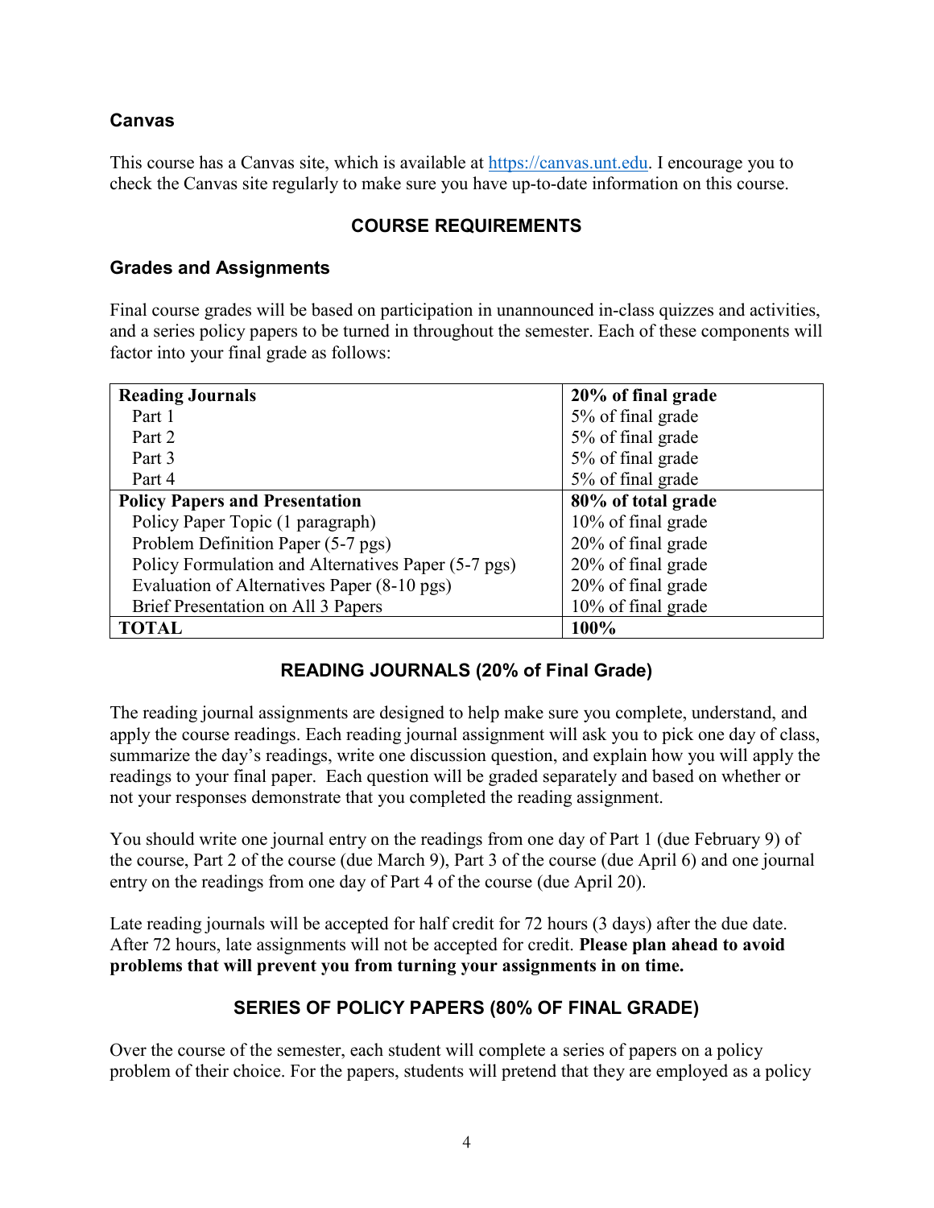### Canvas

This course has a Canvas site, which is available at https://canvas.unt.edu. I encourage you to check the Canvas site regularly to make sure you have up-to-date information on this course.

## COURSE REQUIREMENTS

### Grades and Assignments

Final course grades will be based on participation in unannounced in-class quizzes and activities, and a series policy papers to be turned in throughout the semester. Each of these components will factor into your final grade as follows:

| **Reading Journals** | **20% of final grade** |
|---|---|
| Part 1 | 5% of final grade |
| Part 2 | 5% of final grade |
| Part 3 | 5% of final grade |
| Part 4 | 5% of final grade |
| **Policy Papers and Presentation** | **80% of total grade** |
| Policy Paper Topic (1 paragraph) | 10% of final grade |
| Problem Definition Paper (5-7 pgs) | 20% of final grade |
| Policy Formulation and Alternatives Paper (5-7 pgs) | 20% of final grade |
| Evaluation of Alternatives Paper (8-10 pgs) | 20% of final grade |
| Brief Presentation on All 3 Papers | 10% of final grade |
| **TOTAL** | **100%** |

## READING JOURNALS (20% of Final Grade)

The reading journal assignments are designed to help make sure you complete, understand, and apply the course readings. Each reading journal assignment will ask you to pick one day of class, summarize the day's readings, write one discussion question, and explain how you will apply the readings to your final paper. Each question will be graded separately and based on whether or not your responses demonstrate that you completed the reading assignment.

You should write one journal entry on the readings from one day of Part 1 (due February 9) of the course, Part 2 of the course (due March 9), Part 3 of the course (due April 6) and one journal entry on the readings from one day of Part 4 of the course (due April 20).

Late reading journals will be accepted for half credit for 72 hours (3 days) after the due date. After 72 hours, late assignments will not be accepted for credit. **Please plan ahead to avoid problems that will prevent you from turning your assignments in on time.**

## SERIES OF POLICY PAPERS (80% OF FINAL GRADE)

Over the course of the semester, each student will complete a series of papers on a policy problem of their choice. For the papers, students will pretend that they are employed as a policy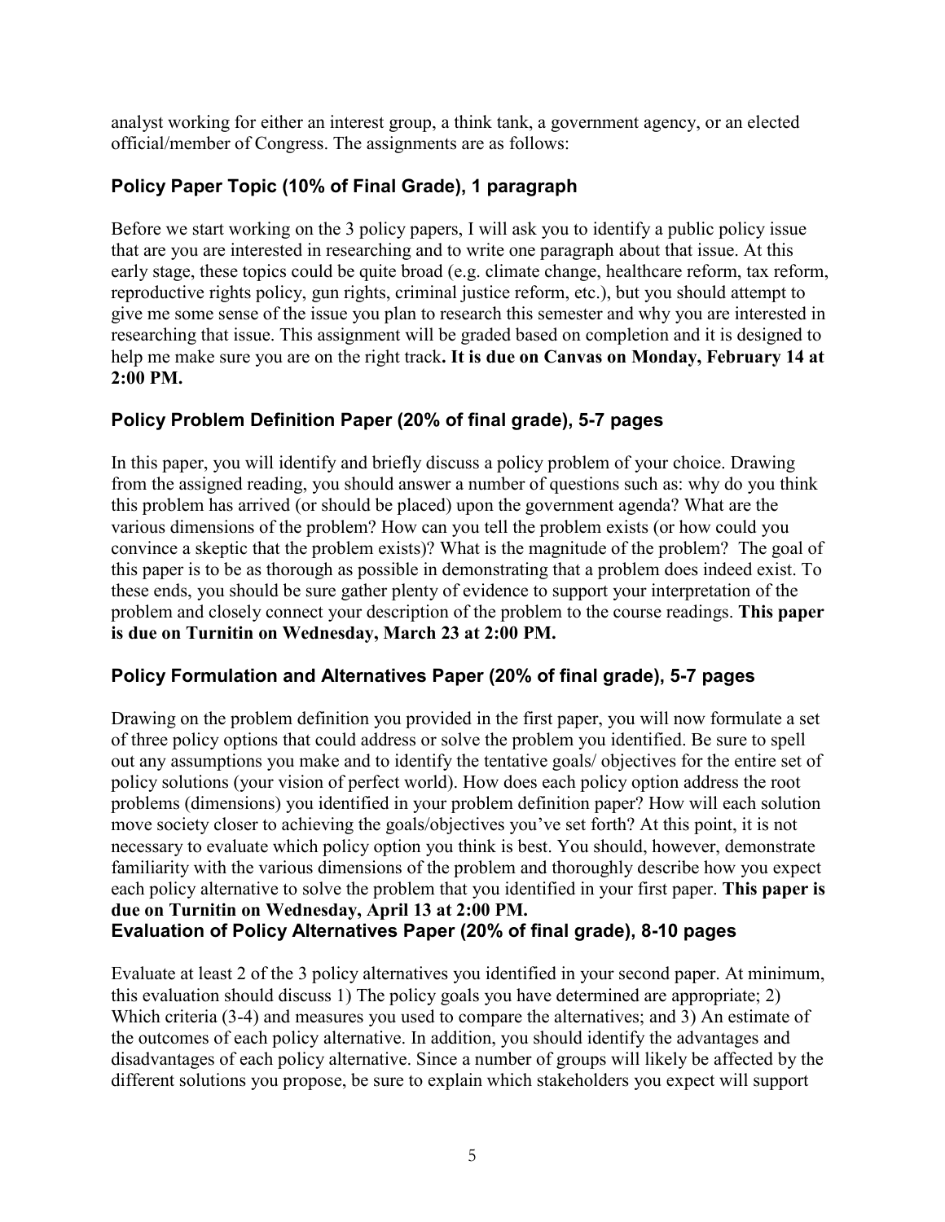analyst working for either an interest group, a think tank, a government agency, or an elected official/member of Congress. The assignments are as follows:

### Policy Paper Topic (10% of Final Grade), 1 paragraph

Before we start working on the 3 policy papers, I will ask you to identify a public policy issue that are you are interested in researching and to write one paragraph about that issue. At this early stage, these topics could be quite broad (e.g. climate change, healthcare reform, tax reform, reproductive rights policy, gun rights, criminal justice reform, etc.), but you should attempt to give me some sense of the issue you plan to research this semester and why you are interested in researching that issue. This assignment will be graded based on completion and it is designed to help me make sure you are on the right track**. It is due on Canvas on Monday, February 14 at 2:00 PM.**

### Policy Problem Definition Paper (20% of final grade), 5-7 pages

In this paper, you will identify and briefly discuss a policy problem of your choice. Drawing from the assigned reading, you should answer a number of questions such as: why do you think this problem has arrived (or should be placed) upon the government agenda? What are the various dimensions of the problem? How can you tell the problem exists (or how could you convince a skeptic that the problem exists)? What is the magnitude of the problem? The goal of this paper is to be as thorough as possible in demonstrating that a problem does indeed exist. To these ends, you should be sure gather plenty of evidence to support your interpretation of the problem and closely connect your description of the problem to the course readings. **This paper is due on Turnitin on Wednesday, March 23 at 2:00 PM.**

### Policy Formulation and Alternatives Paper (20% of final grade), 5-7 pages

Drawing on the problem definition you provided in the first paper, you will now formulate a set of three policy options that could address or solve the problem you identified. Be sure to spell out any assumptions you make and to identify the tentative goals/ objectives for the entire set of policy solutions (your vision of perfect world). How does each policy option address the root problems (dimensions) you identified in your problem definition paper? How will each solution move society closer to achieving the goals/objectives you've set forth? At this point, it is not necessary to evaluate which policy option you think is best. You should, however, demonstrate familiarity with the various dimensions of the problem and thoroughly describe how you expect each policy alternative to solve the problem that you identified in your first paper. **This paper is due on Turnitin on Wednesday, April 13 at 2:00 PM.**

### Evaluation of Policy Alternatives Paper (20% of final grade), 8-10 pages

Evaluate at least 2 of the 3 policy alternatives you identified in your second paper. At minimum, this evaluation should discuss 1) The policy goals you have determined are appropriate; 2) Which criteria (3-4) and measures you used to compare the alternatives; and 3) An estimate of the outcomes of each policy alternative. In addition, you should identify the advantages and disadvantages of each policy alternative. Since a number of groups will likely be affected by the different solutions you propose, be sure to explain which stakeholders you expect will support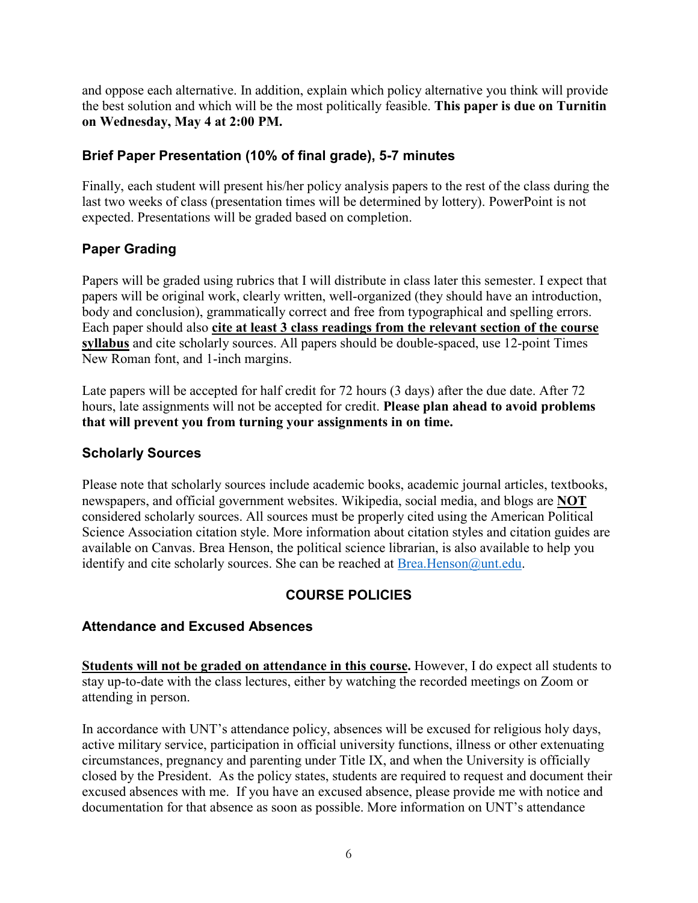and oppose each alternative. In addition, explain which policy alternative you think will provide the best solution and which will be the most politically feasible. **This paper is due on Turnitin on Wednesday, May 4 at 2:00 PM.**

### Brief Paper Presentation (10% of final grade), 5-7 minutes

Finally, each student will present his/her policy analysis papers to the rest of the class during the last two weeks of class (presentation times will be determined by lottery). PowerPoint is not expected. Presentations will be graded based on completion.

### Paper Grading

Papers will be graded using rubrics that I will distribute in class later this semester. I expect that papers will be original work, clearly written, well-organized (they should have an introduction, body and conclusion), grammatically correct and free from typographical and spelling errors. Each paper should also <u>**cite at least 3 class readings from the relevant section of the course syllabus**</u> and cite scholarly sources. All papers should be double-spaced, use 12-point Times New Roman font, and 1-inch margins.

Late papers will be accepted for half credit for 72 hours (3 days) after the due date. After 72 hours, late assignments will not be accepted for credit. **Please plan ahead to avoid problems that will prevent you from turning your assignments in on time.**

### Scholarly Sources

Please note that scholarly sources include academic books, academic journal articles, textbooks, newspapers, and official government websites. Wikipedia, social media, and blogs are <u>**NOT**</u> considered scholarly sources. All sources must be properly cited using the American Political Science Association citation style. More information about citation styles and citation guides are available on Canvas. Brea Henson, the political science librarian, is also available to help you identify and cite scholarly sources. She can be reached at Brea.Henson@unt.edu.

## COURSE POLICIES

### Attendance and Excused Absences

<u>**Students will not be graded on attendance in this course**</u>**.** However, I do expect all students to stay up-to-date with the class lectures, either by watching the recorded meetings on Zoom or attending in person.

In accordance with UNT's attendance policy, absences will be excused for religious holy days, active military service, participation in official university functions, illness or other extenuating circumstances, pregnancy and parenting under Title IX, and when the University is officially closed by the President. As the policy states, students are required to request and document their excused absences with me. If you have an excused absence, please provide me with notice and documentation for that absence as soon as possible. More information on UNT's attendance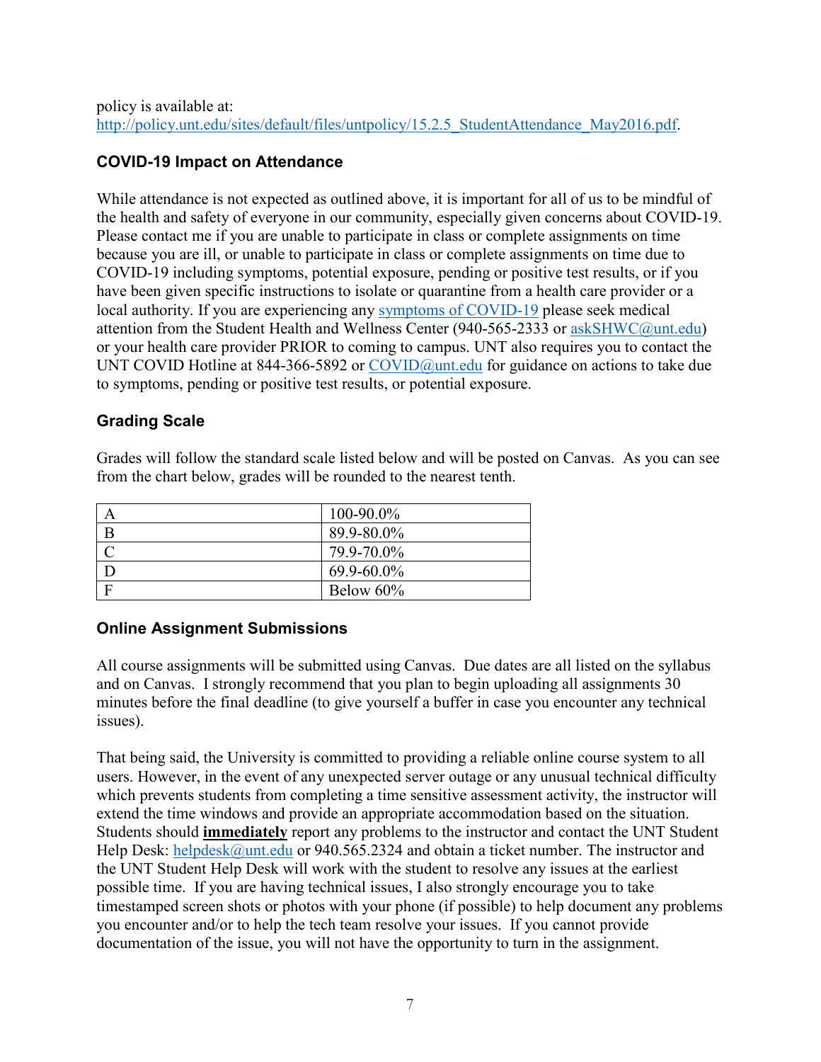policy is available at: [http://policy.unt.edu/sites/default/files/untpolicy/15.2.5_StudentAttendance_May2016.pdf](http://policy.unt.edu/sites/default/files/untpolicy/15.2.5_StudentAttendance_May2016.pdf).

### COVID-19 Impact on Attendance

While attendance is not expected as outlined above, it is important for all of us to be mindful of the health and safety of everyone in our community, especially given concerns about COVID-19. Please contact me if you are unable to participate in class or complete assignments on time because you are ill, or unable to participate in class or complete assignments on time due to COVID-19 including symptoms, potential exposure, pending or positive test results, or if you have been given specific instructions to isolate or quarantine from a health care provider or a local authority. If you are experiencing any symptoms of COVID-19 please seek medical attention from the Student Health and Wellness Center (940-565-2333 or askSHWC@unt.edu) or your health care provider PRIOR to coming to campus. UNT also requires you to contact the UNT COVID Hotline at 844-366-5892 or COVID@unt.edu for guidance on actions to take due to symptoms, pending or positive test results, or potential exposure.

### Grading Scale

Grades will follow the standard scale listed below and will be posted on Canvas. As you can see from the chart below, grades will be rounded to the nearest tenth.

| | |
|---|---|
| A | 100-90.0% |
| B | 89.9-80.0% |
| C | 79.9-70.0% |
| D | 69.9-60.0% |
| F | Below 60% |

### Online Assignment Submissions

All course assignments will be submitted using Canvas. Due dates are all listed on the syllabus and on Canvas. I strongly recommend that you plan to begin uploading all assignments 30 minutes before the final deadline (to give yourself a buffer in case you encounter any technical issues).

That being said, the University is committed to providing a reliable online course system to all users. However, in the event of any unexpected server outage or any unusual technical difficulty which prevents students from completing a time sensitive assessment activity, the instructor will extend the time windows and provide an appropriate accommodation based on the situation. Students should **immediately** report any problems to the instructor and contact the UNT Student Help Desk: helpdesk@unt.edu or 940.565.2324 and obtain a ticket number. The instructor and the UNT Student Help Desk will work with the student to resolve any issues at the earliest possible time. If you are having technical issues, I also strongly encourage you to take timestamped screen shots or photos with your phone (if possible) to help document any problems you encounter and/or to help the tech team resolve your issues. If you cannot provide documentation of the issue, you will not have the opportunity to turn in the assignment.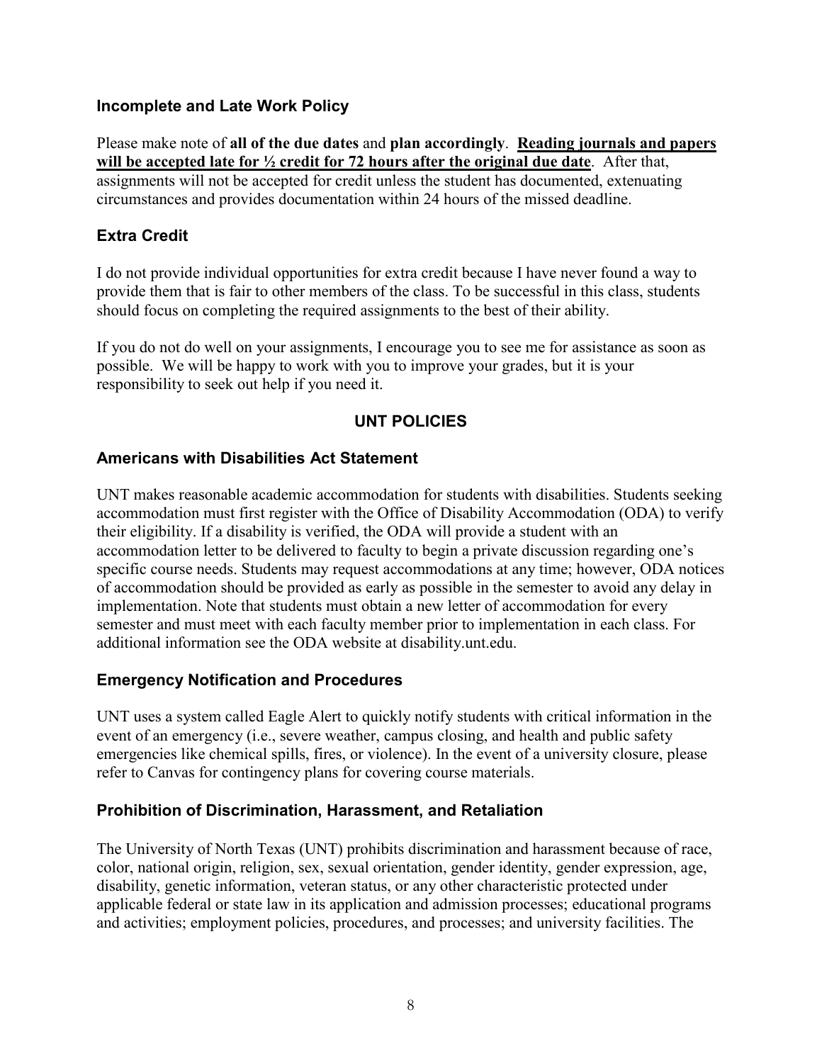### Incomplete and Late Work Policy

Please make note of **all of the due dates** and **plan accordingly**. **Reading journals and papers will be accepted late for ½ credit for 72 hours after the original due date**. After that, assignments will not be accepted for credit unless the student has documented, extenuating circumstances and provides documentation within 24 hours of the missed deadline.

### Extra Credit

I do not provide individual opportunities for extra credit because I have never found a way to provide them that is fair to other members of the class. To be successful in this class, students should focus on completing the required assignments to the best of their ability.

If you do not do well on your assignments, I encourage you to see me for assistance as soon as possible. We will be happy to work with you to improve your grades, but it is your responsibility to seek out help if you need it.

## UNT POLICIES

### Americans with Disabilities Act Statement

UNT makes reasonable academic accommodation for students with disabilities. Students seeking accommodation must first register with the Office of Disability Accommodation (ODA) to verify their eligibility. If a disability is verified, the ODA will provide a student with an accommodation letter to be delivered to faculty to begin a private discussion regarding one's specific course needs. Students may request accommodations at any time; however, ODA notices of accommodation should be provided as early as possible in the semester to avoid any delay in implementation. Note that students must obtain a new letter of accommodation for every semester and must meet with each faculty member prior to implementation in each class. For additional information see the ODA website at disability.unt.edu.

### Emergency Notification and Procedures

UNT uses a system called Eagle Alert to quickly notify students with critical information in the event of an emergency (i.e., severe weather, campus closing, and health and public safety emergencies like chemical spills, fires, or violence). In the event of a university closure, please refer to Canvas for contingency plans for covering course materials.

### Prohibition of Discrimination, Harassment, and Retaliation

The University of North Texas (UNT) prohibits discrimination and harassment because of race, color, national origin, religion, sex, sexual orientation, gender identity, gender expression, age, disability, genetic information, veteran status, or any other characteristic protected under applicable federal or state law in its application and admission processes; educational programs and activities; employment policies, procedures, and processes; and university facilities. The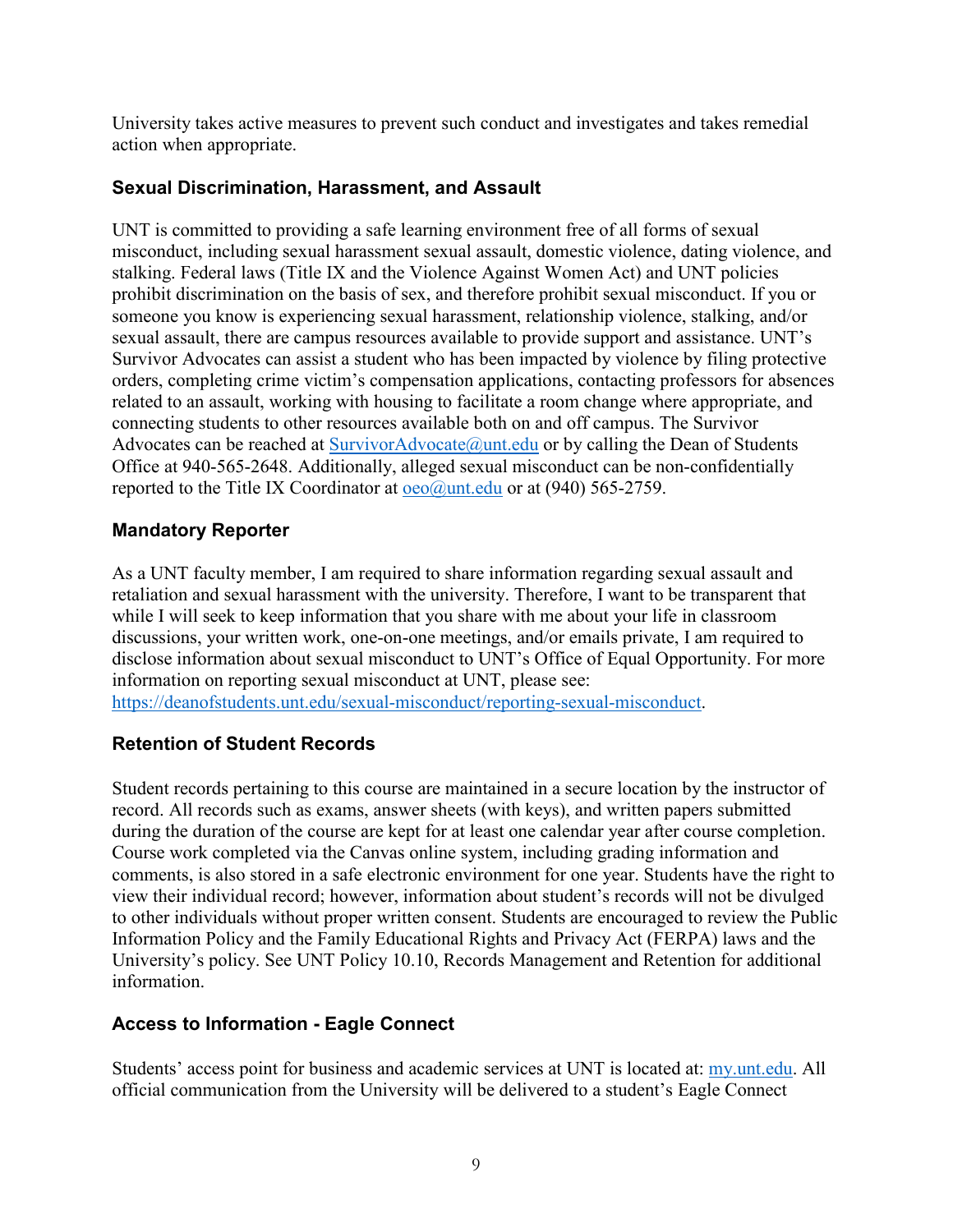University takes active measures to prevent such conduct and investigates and takes remedial action when appropriate.

### Sexual Discrimination, Harassment, and Assault

UNT is committed to providing a safe learning environment free of all forms of sexual misconduct, including sexual harassment sexual assault, domestic violence, dating violence, and stalking. Federal laws (Title IX and the Violence Against Women Act) and UNT policies prohibit discrimination on the basis of sex, and therefore prohibit sexual misconduct. If you or someone you know is experiencing sexual harassment, relationship violence, stalking, and/or sexual assault, there are campus resources available to provide support and assistance. UNT's Survivor Advocates can assist a student who has been impacted by violence by filing protective orders, completing crime victim's compensation applications, contacting professors for absences related to an assault, working with housing to facilitate a room change where appropriate, and connecting students to other resources available both on and off campus. The Survivor Advocates can be reached at SurvivorAdvocate@unt.edu or by calling the Dean of Students Office at 940-565-2648. Additionally, alleged sexual misconduct can be non-confidentially reported to the Title IX Coordinator at oeo@unt.edu or at (940) 565-2759.

### Mandatory Reporter

As a UNT faculty member, I am required to share information regarding sexual assault and retaliation and sexual harassment with the university. Therefore, I want to be transparent that while I will seek to keep information that you share with me about your life in classroom discussions, your written work, one-on-one meetings, and/or emails private, I am required to disclose information about sexual misconduct to UNT's Office of Equal Opportunity. For more information on reporting sexual misconduct at UNT, please see: https://deanofstudents.unt.edu/sexual-misconduct/reporting-sexual-misconduct.

### Retention of Student Records

Student records pertaining to this course are maintained in a secure location by the instructor of record. All records such as exams, answer sheets (with keys), and written papers submitted during the duration of the course are kept for at least one calendar year after course completion. Course work completed via the Canvas online system, including grading information and comments, is also stored in a safe electronic environment for one year. Students have the right to view their individual record; however, information about student's records will not be divulged to other individuals without proper written consent. Students are encouraged to review the Public Information Policy and the Family Educational Rights and Privacy Act (FERPA) laws and the University's policy. See UNT Policy 10.10, Records Management and Retention for additional information.

### Access to Information - Eagle Connect

Students' access point for business and academic services at UNT is located at: my.unt.edu. All official communication from the University will be delivered to a student's Eagle Connect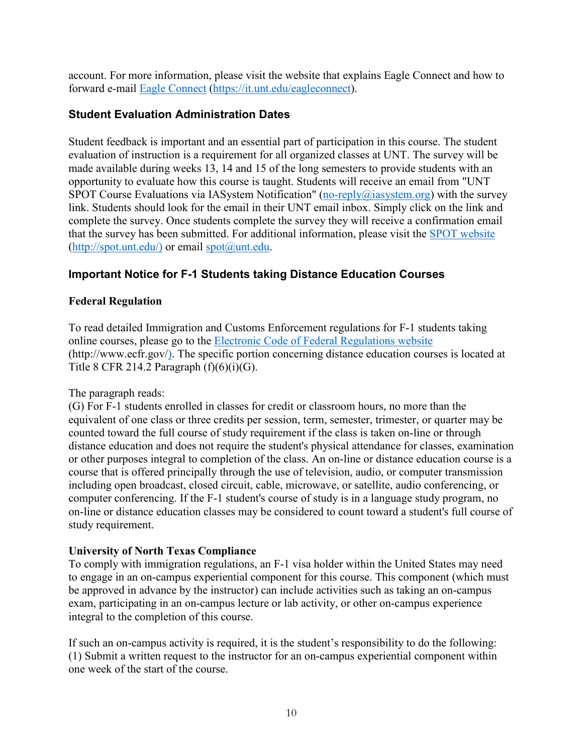account. For more information, please visit the website that explains Eagle Connect and how to forward e-mail [Eagle Connect](https://it.unt.edu/eagleconnect) (https://it.unt.edu/eagleconnect).

### Student Evaluation Administration Dates

Student feedback is important and an essential part of participation in this course. The student evaluation of instruction is a requirement for all organized classes at UNT. The survey will be made available during weeks 13, 14 and 15 of the long semesters to provide students with an opportunity to evaluate how this course is taught. Students will receive an email from "UNT SPOT Course Evaluations via IASystem Notification" (no-reply@iasystem.org) with the survey link. Students should look for the email in their UNT email inbox. Simply click on the link and complete the survey. Once students complete the survey they will receive a confirmation email that the survey has been submitted. For additional information, please visit the [SPOT website](http://spot.unt.edu/) (http://spot.unt.edu/) or email spot@unt.edu.

### Important Notice for F-1 Students taking Distance Education Courses

**Federal Regulation**

To read detailed Immigration and Customs Enforcement regulations for F-1 students taking online courses, please go to the [Electronic Code of Federal Regulations website](http://www.ecfr.gov/) (http://www.ecfr.gov/). The specific portion concerning distance education courses is located at Title 8 CFR 214.2 Paragraph (f)(6)(i)(G).

The paragraph reads:
(G) For F-1 students enrolled in classes for credit or classroom hours, no more than the equivalent of one class or three credits per session, term, semester, trimester, or quarter may be counted toward the full course of study requirement if the class is taken on-line or through distance education and does not require the student's physical attendance for classes, examination or other purposes integral to completion of the class. An on-line or distance education course is a course that is offered principally through the use of television, audio, or computer transmission including open broadcast, closed circuit, cable, microwave, or satellite, audio conferencing, or computer conferencing. If the F-1 student's course of study is in a language study program, no on-line or distance education classes may be considered to count toward a student's full course of study requirement.

**University of North Texas Compliance**
To comply with immigration regulations, an F-1 visa holder within the United States may need to engage in an on-campus experiential component for this course. This component (which must be approved in advance by the instructor) can include activities such as taking an on-campus exam, participating in an on-campus lecture or lab activity, or other on-campus experience integral to the completion of this course.

If such an on-campus activity is required, it is the student's responsibility to do the following:
(1) Submit a written request to the instructor for an on-campus experiential component within one week of the start of the course.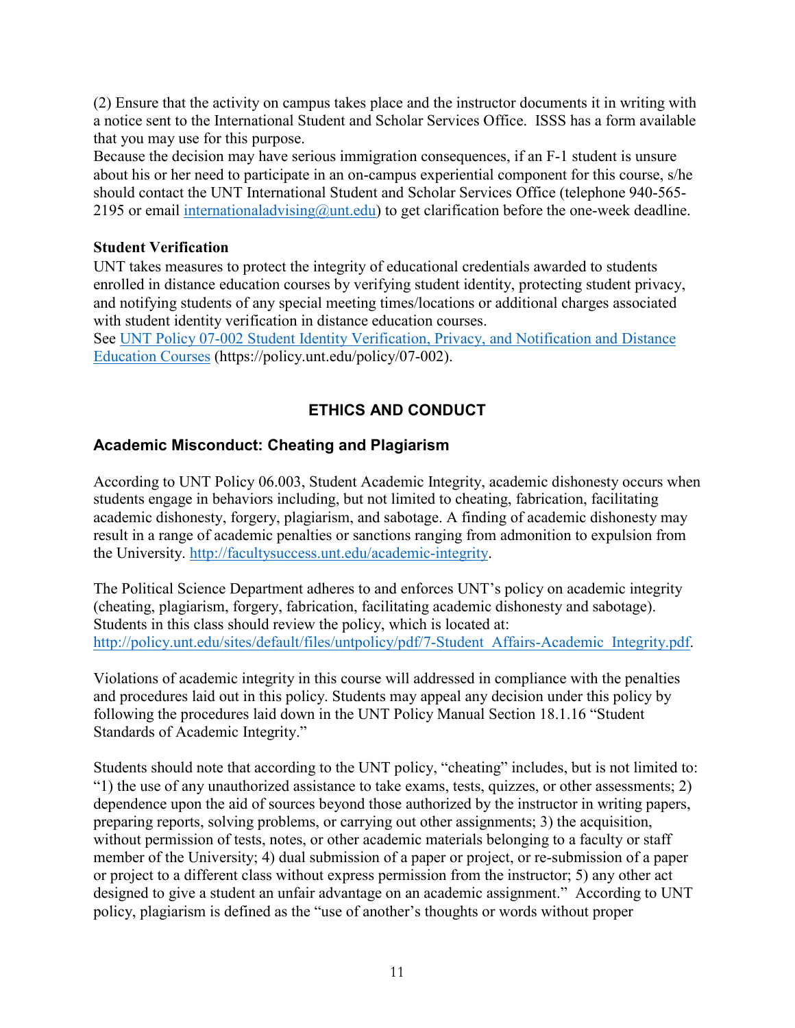(2) Ensure that the activity on campus takes place and the instructor documents it in writing with a notice sent to the International Student and Scholar Services Office. ISSS has a form available that you may use for this purpose.

Because the decision may have serious immigration consequences, if an F-1 student is unsure about his or her need to participate in an on-campus experiential component for this course, s/he should contact the UNT International Student and Scholar Services Office (telephone 940-565-2195 or email [internationaladvising@unt.edu](mailto:internationaladvising@unt.edu)) to get clarification before the one-week deadline.

**Student Verification**

UNT takes measures to protect the integrity of educational credentials awarded to students enrolled in distance education courses by verifying student identity, protecting student privacy, and notifying students of any special meeting times/locations or additional charges associated with student identity verification in distance education courses.

See [UNT Policy 07-002 Student Identity Verification, Privacy, and Notification and Distance Education Courses](https://policy.unt.edu/policy/07-002) (https://policy.unt.edu/policy/07-002).

## ETHICS AND CONDUCT

### Academic Misconduct: Cheating and Plagiarism

According to UNT Policy 06.003, Student Academic Integrity, academic dishonesty occurs when students engage in behaviors including, but not limited to cheating, fabrication, facilitating academic dishonesty, forgery, plagiarism, and sabotage. A finding of academic dishonesty may result in a range of academic penalties or sanctions ranging from admonition to expulsion from the University. [http://facultysuccess.unt.edu/academic-integrity](http://facultysuccess.unt.edu/academic-integrity).

The Political Science Department adheres to and enforces UNT's policy on academic integrity (cheating, plagiarism, forgery, fabrication, facilitating academic dishonesty and sabotage). Students in this class should review the policy, which is located at: [http://policy.unt.edu/sites/default/files/untpolicy/pdf/7-Student_Affairs-Academic_Integrity.pdf](http://policy.unt.edu/sites/default/files/untpolicy/pdf/7-Student_Affairs-Academic_Integrity.pdf).

Violations of academic integrity in this course will addressed in compliance with the penalties and procedures laid out in this policy. Students may appeal any decision under this policy by following the procedures laid down in the UNT Policy Manual Section 18.1.16 "Student Standards of Academic Integrity."

Students should note that according to the UNT policy, "cheating" includes, but is not limited to: "1) the use of any unauthorized assistance to take exams, tests, quizzes, or other assessments; 2) dependence upon the aid of sources beyond those authorized by the instructor in writing papers, preparing reports, solving problems, or carrying out other assignments; 3) the acquisition, without permission of tests, notes, or other academic materials belonging to a faculty or staff member of the University; 4) dual submission of a paper or project, or re-submission of a paper or project to a different class without express permission from the instructor; 5) any other act designed to give a student an unfair advantage on an academic assignment." According to UNT policy, plagiarism is defined as the "use of another's thoughts or words without proper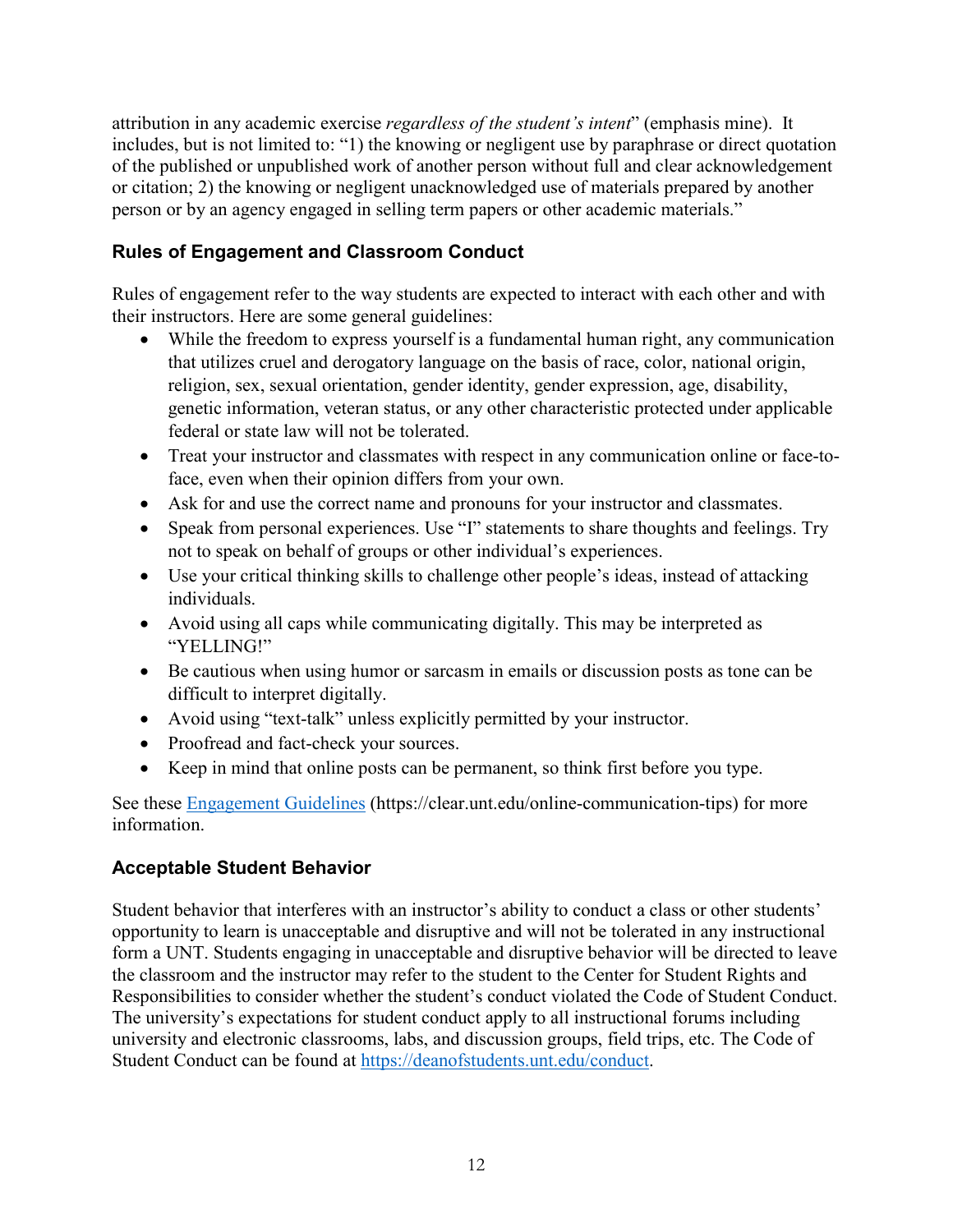attribution in any academic exercise *regardless of the student's intent*" (emphasis mine). It includes, but is not limited to: "1) the knowing or negligent use by paraphrase or direct quotation of the published or unpublished work of another person without full and clear acknowledgement or citation; 2) the knowing or negligent unacknowledged use of materials prepared by another person or by an agency engaged in selling term papers or other academic materials."

### Rules of Engagement and Classroom Conduct

Rules of engagement refer to the way students are expected to interact with each other and with their instructors. Here are some general guidelines:

- While the freedom to express yourself is a fundamental human right, any communication that utilizes cruel and derogatory language on the basis of race, color, national origin, religion, sex, sexual orientation, gender identity, gender expression, age, disability, genetic information, veteran status, or any other characteristic protected under applicable federal or state law will not be tolerated.
- Treat your instructor and classmates with respect in any communication online or face-to-face, even when their opinion differs from your own.
- Ask for and use the correct name and pronouns for your instructor and classmates.
- Speak from personal experiences. Use "I" statements to share thoughts and feelings. Try not to speak on behalf of groups or other individual's experiences.
- Use your critical thinking skills to challenge other people's ideas, instead of attacking individuals.
- Avoid using all caps while communicating digitally. This may be interpreted as "YELLING!"
- Be cautious when using humor or sarcasm in emails or discussion posts as tone can be difficult to interpret digitally.
- Avoid using "text-talk" unless explicitly permitted by your instructor.
- Proofread and fact-check your sources.
- Keep in mind that online posts can be permanent, so think first before you type.

See these [Engagement Guidelines](https://clear.unt.edu/online-communication-tips) (https://clear.unt.edu/online-communication-tips) for more information.

### Acceptable Student Behavior

Student behavior that interferes with an instructor's ability to conduct a class or other students' opportunity to learn is unacceptable and disruptive and will not be tolerated in any instructional form a UNT. Students engaging in unacceptable and disruptive behavior will be directed to leave the classroom and the instructor may refer to the student to the Center for Student Rights and Responsibilities to consider whether the student's conduct violated the Code of Student Conduct. The university's expectations for student conduct apply to all instructional forums including university and electronic classrooms, labs, and discussion groups, field trips, etc. The Code of Student Conduct can be found at [https://deanofstudents.unt.edu/conduct](https://deanofstudents.unt.edu/conduct).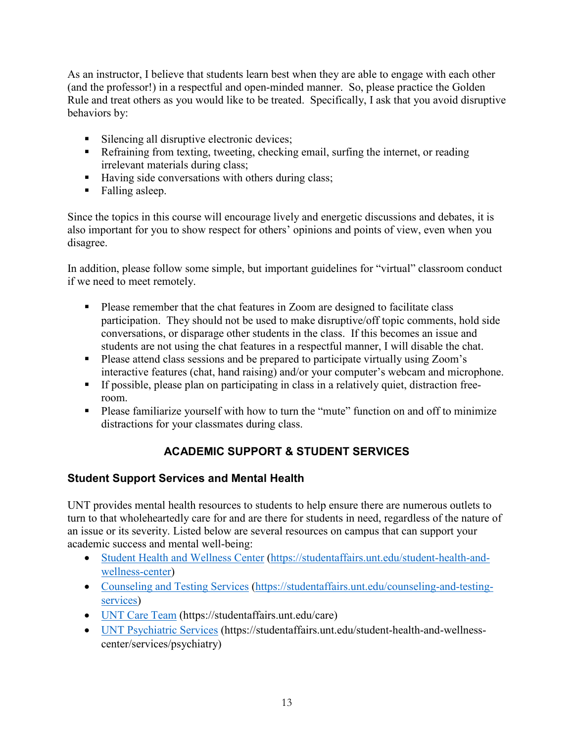As an instructor, I believe that students learn best when they are able to engage with each other (and the professor!) in a respectful and open-minded manner. So, please practice the Golden Rule and treat others as you would like to be treated. Specifically, I ask that you avoid disruptive behaviors by:

- Silencing all disruptive electronic devices;
- Refraining from texting, tweeting, checking email, surfing the internet, or reading irrelevant materials during class;
- Having side conversations with others during class;
- Falling asleep.

Since the topics in this course will encourage lively and energetic discussions and debates, it is also important for you to show respect for others' opinions and points of view, even when you disagree.

In addition, please follow some simple, but important guidelines for "virtual" classroom conduct if we need to meet remotely.

- Please remember that the chat features in Zoom are designed to facilitate class participation. They should not be used to make disruptive/off topic comments, hold side conversations, or disparage other students in the class. If this becomes an issue and students are not using the chat features in a respectful manner, I will disable the chat.
- Please attend class sessions and be prepared to participate virtually using Zoom's interactive features (chat, hand raising) and/or your computer's webcam and microphone.
- If possible, please plan on participating in class in a relatively quiet, distraction free-room.
- Please familiarize yourself with how to turn the "mute" function on and off to minimize distractions for your classmates during class.

## ACADEMIC SUPPORT & STUDENT SERVICES

### Student Support Services and Mental Health

UNT provides mental health resources to students to help ensure there are numerous outlets to turn to that wholeheartedly care for and are there for students in need, regardless of the nature of an issue or its severity. Listed below are several resources on campus that can support your academic success and mental well-being:

- Student Health and Wellness Center (https://studentaffairs.unt.edu/student-health-and-wellness-center)
- Counseling and Testing Services (https://studentaffairs.unt.edu/counseling-and-testing-services)
- UNT Care Team (https://studentaffairs.unt.edu/care)
- UNT Psychiatric Services (https://studentaffairs.unt.edu/student-health-and-wellness-center/services/psychiatry)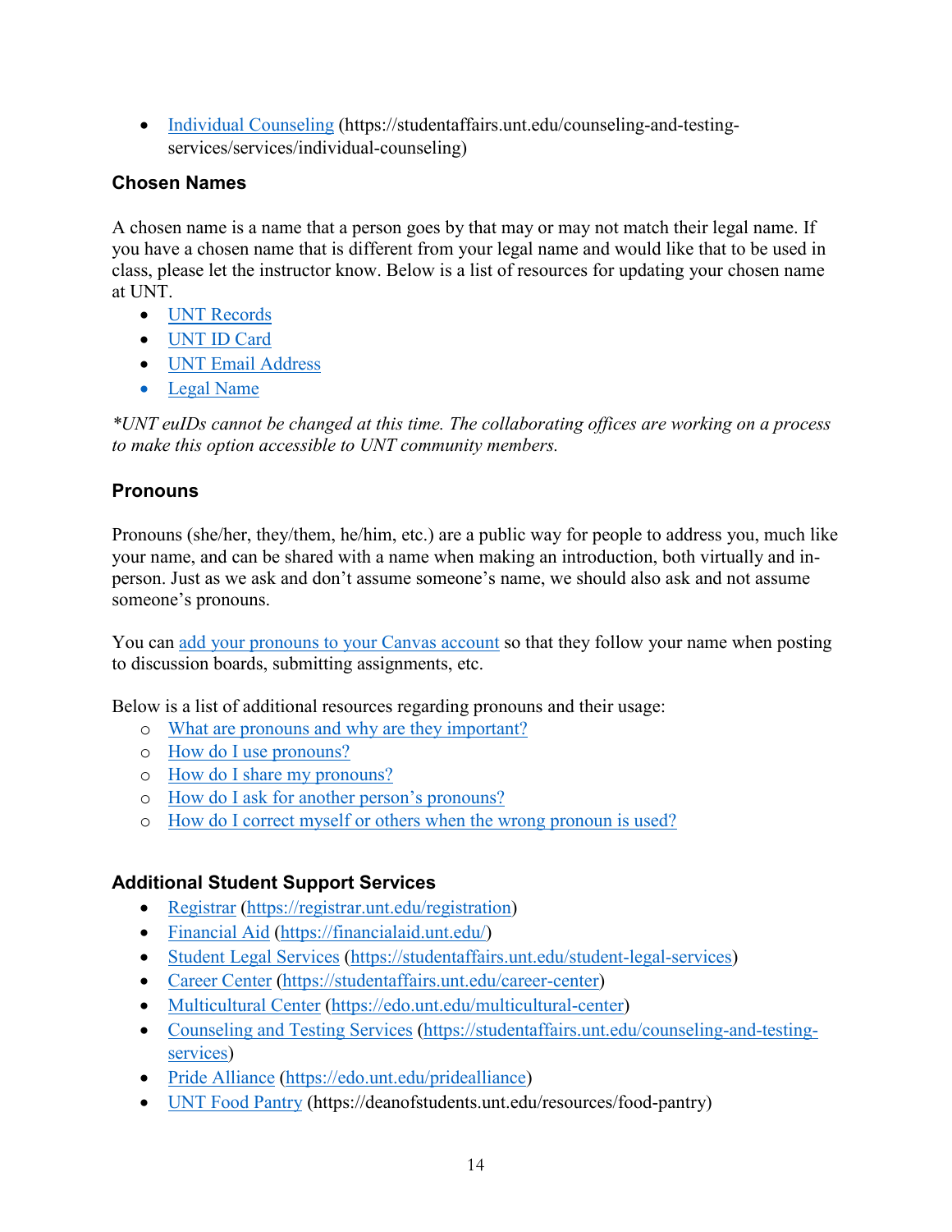- Individual Counseling (https://studentaffairs.unt.edu/counseling-and-testing-services/services/individual-counseling)

### Chosen Names

A chosen name is a name that a person goes by that may or may not match their legal name. If you have a chosen name that is different from your legal name and would like that to be used in class, please let the instructor know. Below is a list of resources for updating your chosen name at UNT.

- UNT Records
- UNT ID Card
- UNT Email Address
- Legal Name

**UNT euIDs cannot be changed at this time. The collaborating offices are working on a process to make this option accessible to UNT community members.*

### Pronouns

Pronouns (she/her, they/them, he/him, etc.) are a public way for people to address you, much like your name, and can be shared with a name when making an introduction, both virtually and in-person. Just as we ask and don't assume someone's name, we should also ask and not assume someone's pronouns.

You can add your pronouns to your Canvas account so that they follow your name when posting to discussion boards, submitting assignments, etc.

Below is a list of additional resources regarding pronouns and their usage:

- What are pronouns and why are they important?
- How do I use pronouns?
- How do I share my pronouns?
- How do I ask for another person's pronouns?
- How do I correct myself or others when the wrong pronoun is used?

### Additional Student Support Services

- Registrar (https://registrar.unt.edu/registration)
- Financial Aid (https://financialaid.unt.edu/)
- Student Legal Services (https://studentaffairs.unt.edu/student-legal-services)
- Career Center (https://studentaffairs.unt.edu/career-center)
- Multicultural Center (https://edo.unt.edu/multicultural-center)
- Counseling and Testing Services (https://studentaffairs.unt.edu/counseling-and-testing-services)
- Pride Alliance (https://edo.unt.edu/pridealliance)
- UNT Food Pantry (https://deanofstudents.unt.edu/resources/food-pantry)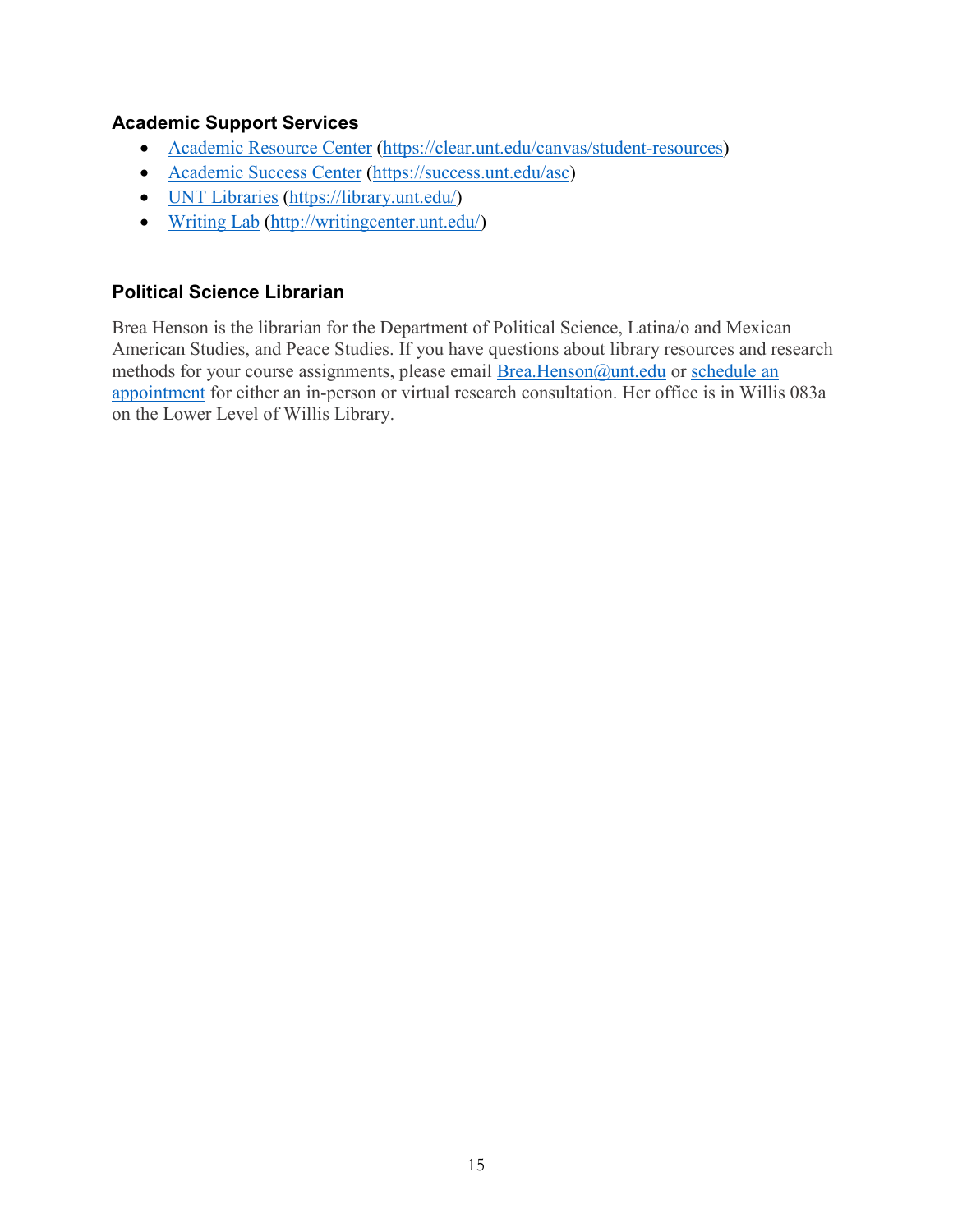### Academic Support Services

- Academic Resource Center (https://clear.unt.edu/canvas/student-resources)
- Academic Success Center (https://success.unt.edu/asc)
- UNT Libraries (https://library.unt.edu/)
- Writing Lab (http://writingcenter.unt.edu/)

### Political Science Librarian

Brea Henson is the librarian for the Department of Political Science, Latina/o and Mexican American Studies, and Peace Studies. If you have questions about library resources and research methods for your course assignments, please email Brea.Henson@unt.edu or schedule an appointment for either an in-person or virtual research consultation. Her office is in Willis 083a on the Lower Level of Willis Library.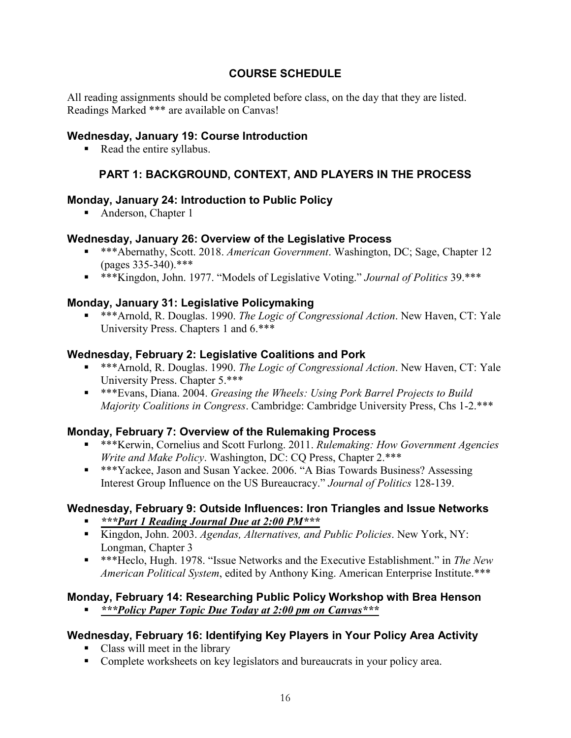## COURSE SCHEDULE

All reading assignments should be completed before class, on the day that they are listed. Readings Marked *** are available on Canvas!

### Wednesday, January 19: Course Introduction

- Read the entire syllabus.

## PART 1: BACKGROUND, CONTEXT, AND PLAYERS IN THE PROCESS

### Monday, January 24: Introduction to Public Policy

- Anderson, Chapter 1

### Wednesday, January 26: Overview of the Legislative Process

- ***Abernathy, Scott. 2018. *American Government*. Washington, DC; Sage, Chapter 12 (pages 335-340).***
- ***Kingdon, John. 1977. "Models of Legislative Voting." *Journal of Politics* 39.***

### Monday, January 31: Legislative Policymaking

- ***Arnold, R. Douglas. 1990. *The Logic of Congressional Action*. New Haven, CT: Yale University Press. Chapters 1 and 6.***

### Wednesday, February 2: Legislative Coalitions and Pork

- ***Arnold, R. Douglas. 1990. *The Logic of Congressional Action*. New Haven, CT: Yale University Press. Chapter 5.***
- ***Evans, Diana. 2004. *Greasing the Wheels: Using Pork Barrel Projects to Build Majority Coalitions in Congress*. Cambridge: Cambridge University Press, Chs 1-2.***

### Monday, February 7: Overview of the Rulemaking Process

- ***Kerwin, Cornelius and Scott Furlong. 2011. *Rulemaking: How Government Agencies Write and Make Policy*. Washington, DC: CQ Press, Chapter 2.***
- ***Yackee, Jason and Susan Yackee. 2006. "A Bias Towards Business? Assessing Interest Group Influence on the US Bureaucracy." *Journal of Politics* 128-139.

### Wednesday, February 9: Outside Influences: Iron Triangles and Issue Networks

- ***<u>***Part 1 Reading Journal Due at 2:00 PM***</u>***
- Kingdon, John. 2003. *Agendas, Alternatives, and Public Policies*. New York, NY: Longman, Chapter 3
- ***Heclo, Hugh. 1978. "Issue Networks and the Executive Establishment." in *The New American Political System*, edited by Anthony King. American Enterprise Institute.***

### Monday, February 14: Researching Public Policy Workshop with Brea Henson

- ***<u>***Policy Paper Topic Due Today at 2:00 pm on Canvas***</u>***

### Wednesday, February 16: Identifying Key Players in Your Policy Area Activity

- Class will meet in the library
- Complete worksheets on key legislators and bureaucrats in your policy area.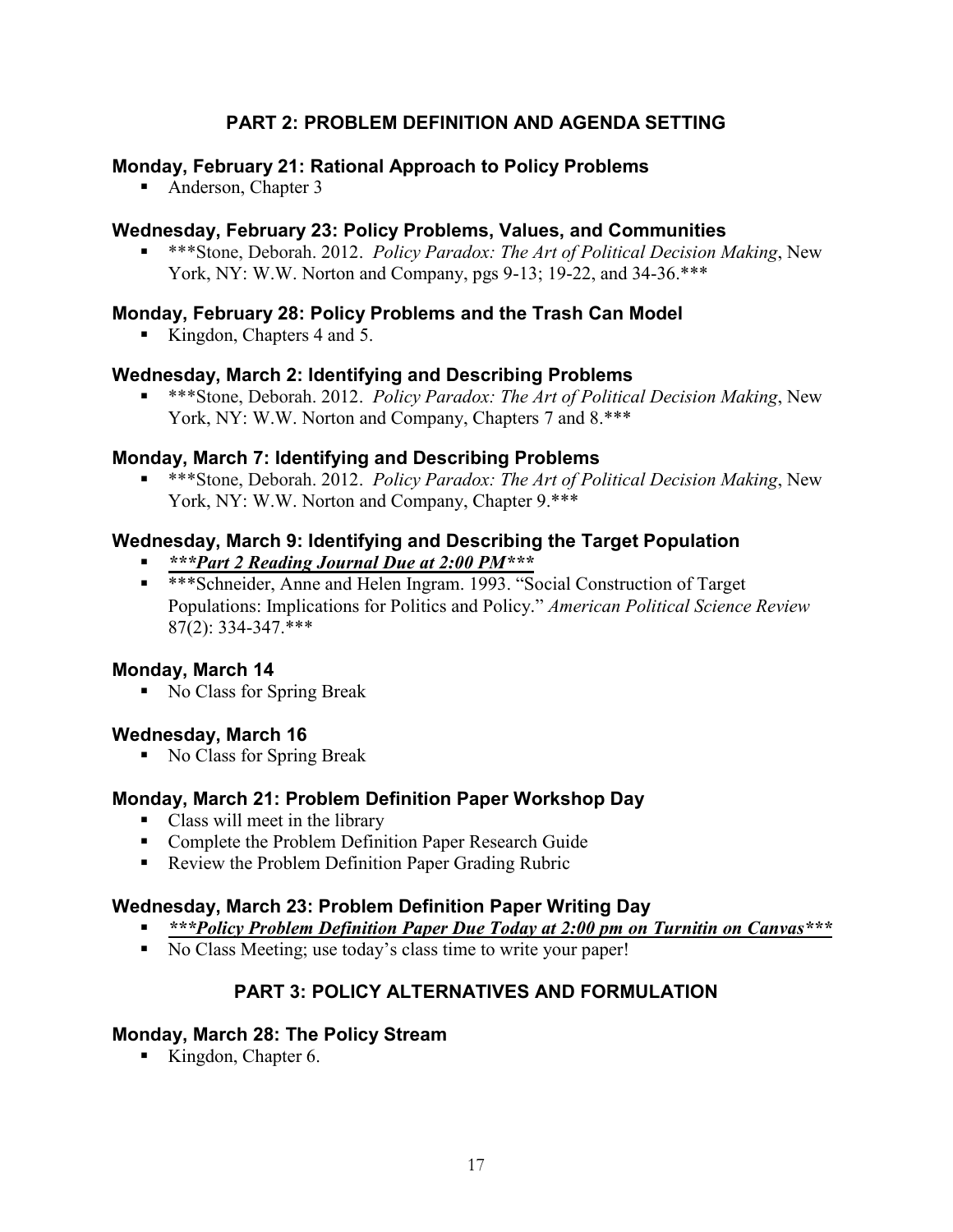## PART 2: PROBLEM DEFINITION AND AGENDA SETTING

### Monday, February 21: Rational Approach to Policy Problems

- Anderson, Chapter 3

### Wednesday, February 23: Policy Problems, Values, and Communities

- ***Stone, Deborah. 2012. *Policy Paradox: The Art of Political Decision Making*, New York, NY: W.W. Norton and Company, pgs 9-13; 19-22, and 34-36.***

### Monday, February 28: Policy Problems and the Trash Can Model

- Kingdon, Chapters 4 and 5.

### Wednesday, March 2: Identifying and Describing Problems

- ***Stone, Deborah. 2012. *Policy Paradox: The Art of Political Decision Making*, New York, NY: W.W. Norton and Company, Chapters 7 and 8.***

### Monday, March 7: Identifying and Describing Problems

- ***Stone, Deborah. 2012. *Policy Paradox: The Art of Political Decision Making*, New York, NY: W.W. Norton and Company, Chapter 9.***

### Wednesday, March 9: Identifying and Describing the Target Population

- ***<u>\*\*\*Part 2 Reading Journal Due at 2:00 PM\*\*\*</u>***
- ***Schneider, Anne and Helen Ingram. 1993. "Social Construction of Target Populations: Implications for Politics and Policy." *American Political Science Review* 87(2): 334-347.***

### Monday, March 14

- No Class for Spring Break

### Wednesday, March 16

- No Class for Spring Break

### Monday, March 21: Problem Definition Paper Workshop Day

- Class will meet in the library
- Complete the Problem Definition Paper Research Guide
- Review the Problem Definition Paper Grading Rubric

### Wednesday, March 23: Problem Definition Paper Writing Day

- ***<u>\*\*\*Policy Problem Definition Paper Due Today at 2:00 pm on Turnitin on Canvas\*\*\*</u>***
- No Class Meeting; use today's class time to write your paper!

## PART 3: POLICY ALTERNATIVES AND FORMULATION

### Monday, March 28: The Policy Stream

- Kingdon, Chapter 6.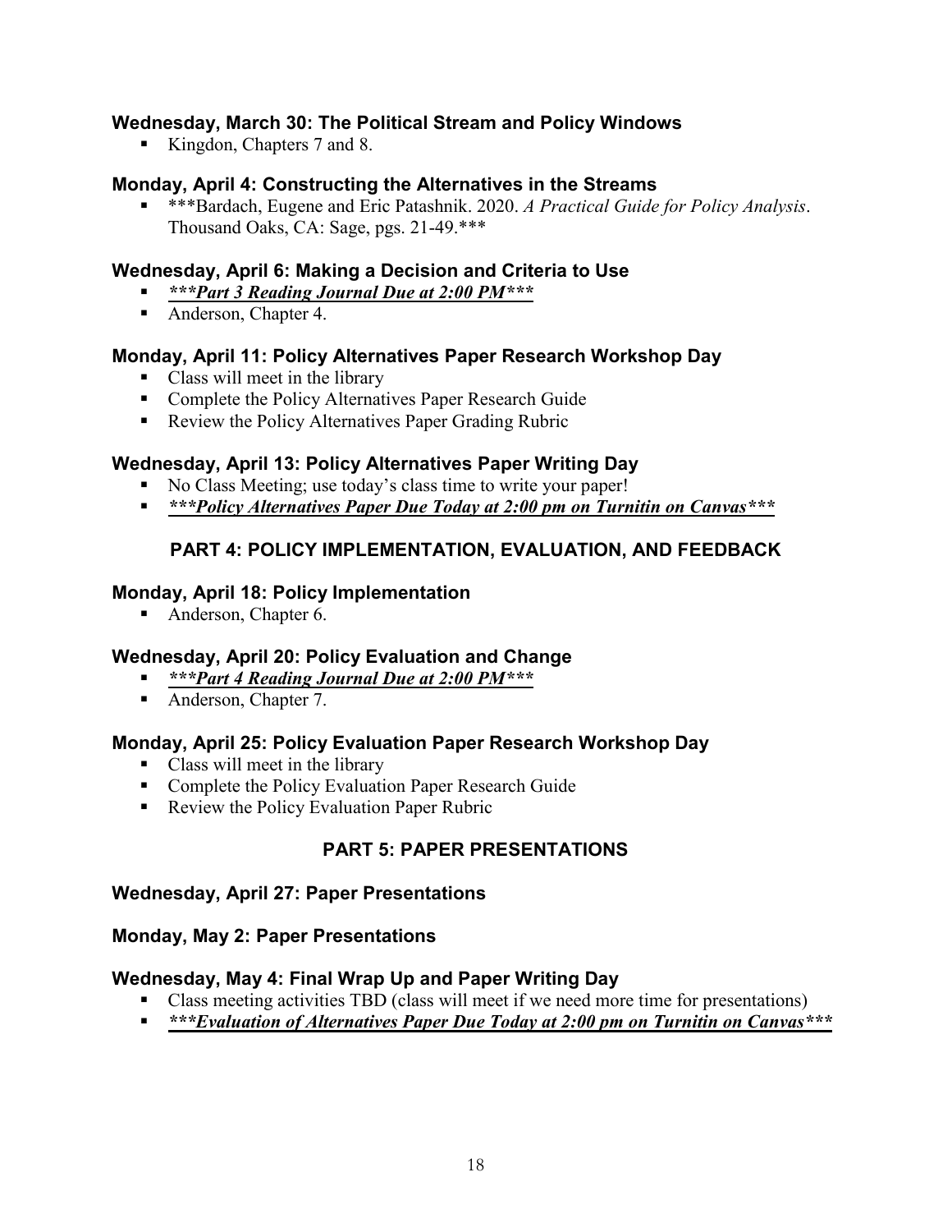### Wednesday, March 30: The Political Stream and Policy Windows

- Kingdon, Chapters 7 and 8.

### Monday, April 4: Constructing the Alternatives in the Streams

- ***Bardach, Eugene and Eric Patashnik. 2020. *A Practical Guide for Policy Analysis*. Thousand Oaks, CA: Sage, pgs. 21-49.***

### Wednesday, April 6: Making a Decision and Criteria to Use

- ***<u>***Part 3 Reading Journal Due at 2:00 PM***</u>***
- Anderson, Chapter 4.

### Monday, April 11: Policy Alternatives Paper Research Workshop Day

- Class will meet in the library
- Complete the Policy Alternatives Paper Research Guide
- Review the Policy Alternatives Paper Grading Rubric

### Wednesday, April 13: Policy Alternatives Paper Writing Day

- No Class Meeting; use today's class time to write your paper!
- ***<u>***Policy Alternatives Paper Due Today at 2:00 pm on Turnitin on Canvas***</u>***

## PART 4: POLICY IMPLEMENTATION, EVALUATION, AND FEEDBACK

### Monday, April 18: Policy Implementation

- Anderson, Chapter 6.

### Wednesday, April 20: Policy Evaluation and Change

- ***<u>***Part 4 Reading Journal Due at 2:00 PM***</u>***
- Anderson, Chapter 7.

### Monday, April 25: Policy Evaluation Paper Research Workshop Day

- Class will meet in the library
- Complete the Policy Evaluation Paper Research Guide
- Review the Policy Evaluation Paper Rubric

## PART 5: PAPER PRESENTATIONS

### Wednesday, April 27: Paper Presentations

### Monday, May 2: Paper Presentations

### Wednesday, May 4: Final Wrap Up and Paper Writing Day

- Class meeting activities TBD (class will meet if we need more time for presentations)
- ***<u>***Evaluation of Alternatives Paper Due Today at 2:00 pm on Turnitin on Canvas***</u>***